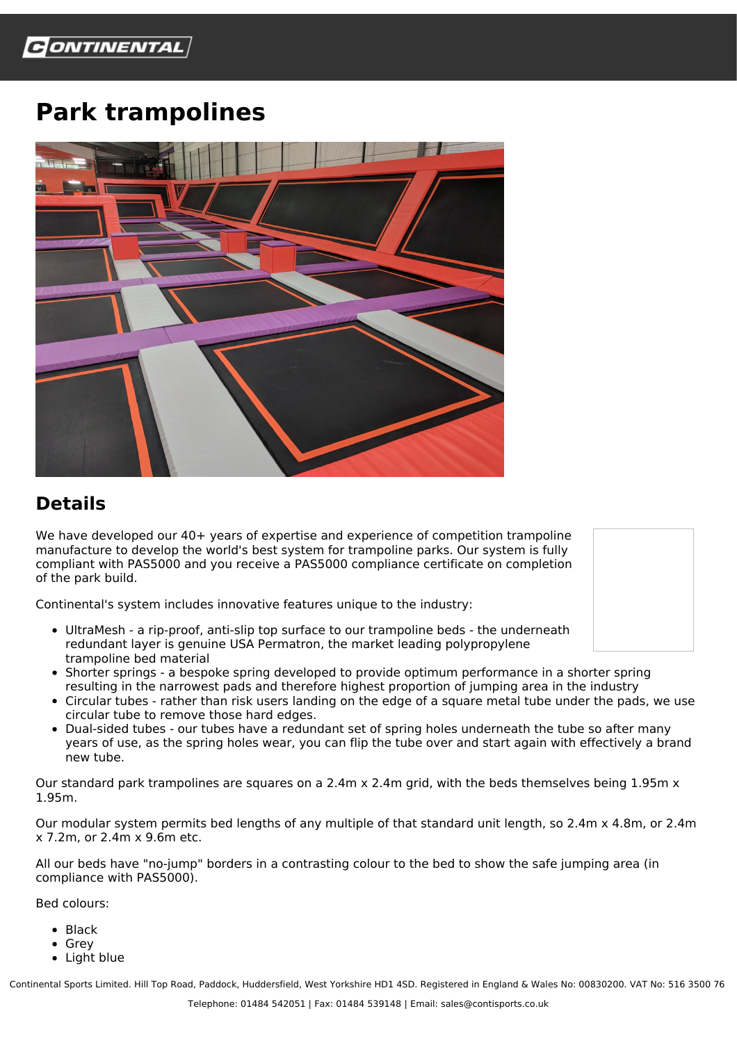# Park trampolines

## Details

We have developed our 40+ years of expertise and experience of competition trampoline manufacture to develop the world's best system for trampoline parks. Our system is fully compliant with PAS5000 and you receive a PAS5000 compliance certificate on completion of the park build.

Continental's system includes innovative features unique to the industry:

- UltraMesh - a rip-proof, anti-slip top surface to our trampoline beds - the underneath redundant layer is genuine USA Permatron, the market leading polypropylene trampoline bed material
- Shorter springs - a bespoke spring developed to provide optimum performance in a shorter spring resulting in the narrowest pads and therefore highest proportion of jumping area in the industry
- Circular tubes - rather than risk users landing on the edge of a square metal tube under the pads, we use circular tube to remove those hard edges.
- Dual-sided tubes - our tubes have a redundant set of spring holes underneath the tube so after many years of use, as the spring holes wear, you can flip the tube over and start again with effectively a brand new tube.

Our standard park trampolines are squares on a 2.4m x 2.4m grid, with the beds themselves being 1.95m x 1.95m.

Our modular system permits bed lengths of any multiple of that standard unit length, so 2.4m x 4.8m, or 2.4m x 7.2m, or 2.4m x 9.6m etc.

All our beds have "no-jump" borders in a contrasting colour to the bed to show the safe jumping area (in compliance with PAS5000).

Bed colours:

- Black
- Grey
- Light blue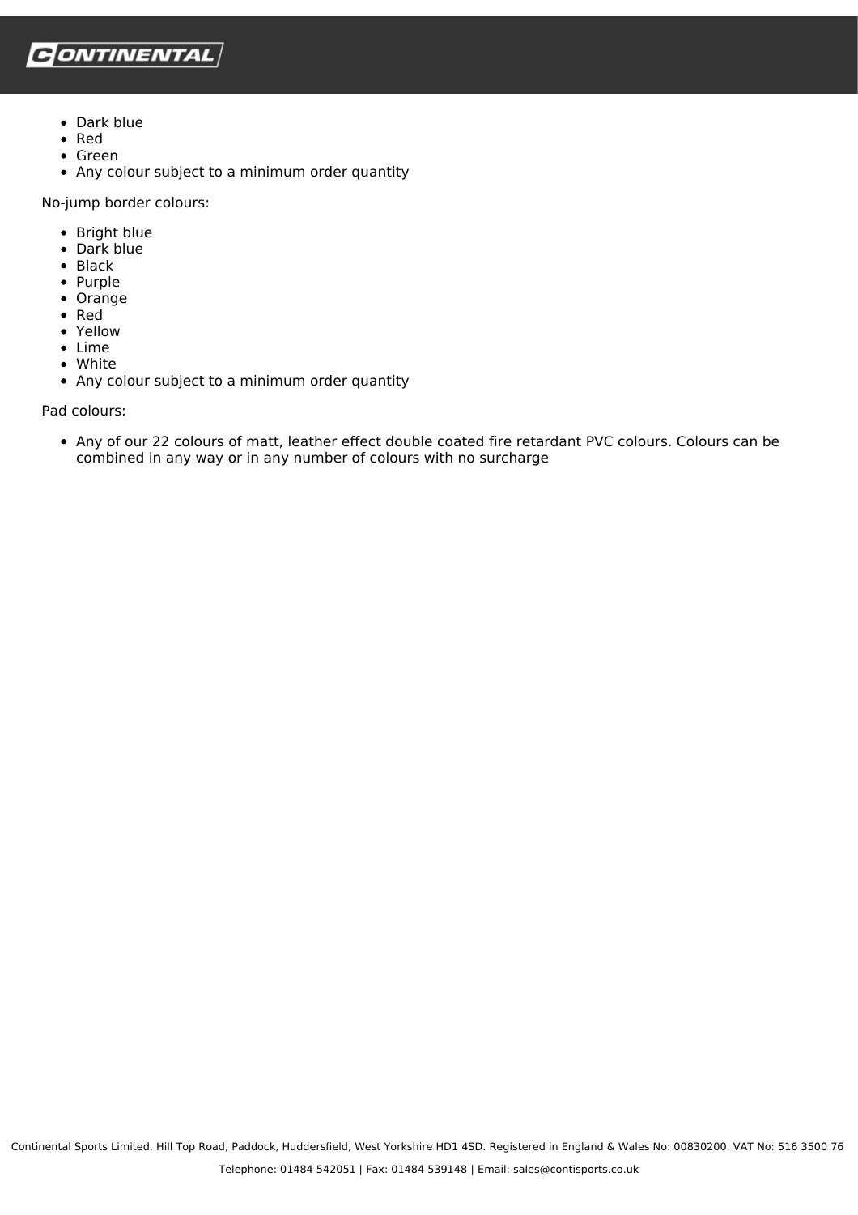- Dark blue
- Red
- Green
- Any colour subject to a minimum order quantity

No-jump border colours:

- Bright blue
- Dark blue
- Black
- Purple
- Orange
- Red
- Yellow
- Lime
- White
- Any colour subject to a minimum order quantity

Pad colours:

- Any of our 22 colours of matt, leather effect double coated fire retardant PVC colours. Colours can be combined in any way or in any number of colours with no surcharge